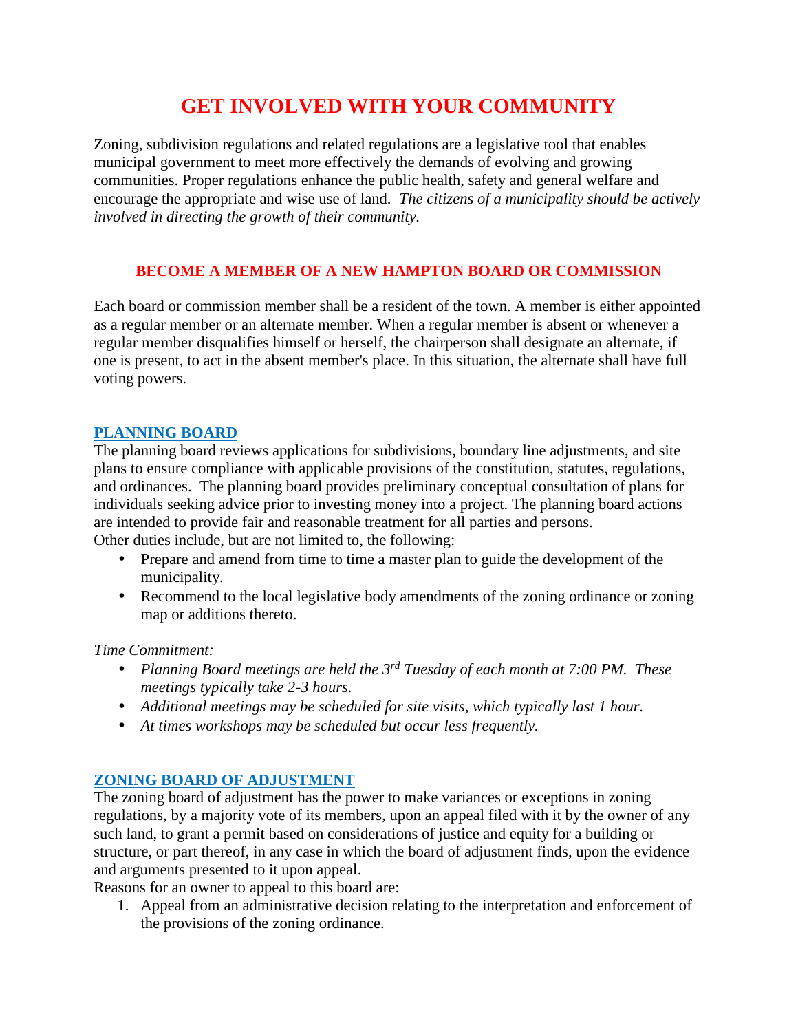# GET INVOLVED WITH YOUR COMMUNITY

Zoning, subdivision regulations and related regulations are a legislative tool that enables municipal government to meet more effectively the demands of evolving and growing communities. Proper regulations enhance the public health, safety and general welfare and encourage the appropriate and wise use of land. *The citizens of a municipality should be actively involved in directing the growth of their community.*

## BECOME A MEMBER OF A NEW HAMPTON BOARD OR COMMISSION

Each board or commission member shall be a resident of the town. A member is either appointed as a regular member or an alternate member. When a regular member is absent or whenever a regular member disqualifies himself or herself, the chairperson shall designate an alternate, if one is present, to act in the absent member's place. In this situation, the alternate shall have full voting powers.

### PLANNING BOARD

The planning board reviews applications for subdivisions, boundary line adjustments, and site plans to ensure compliance with applicable provisions of the constitution, statutes, regulations, and ordinances. The planning board provides preliminary conceptual consultation of plans for individuals seeking advice prior to investing money into a project. The planning board actions are intended to provide fair and reasonable treatment for all parties and persons.
Other duties include, but are not limited to, the following:

- Prepare and amend from time to time a master plan to guide the development of the municipality.
- Recommend to the local legislative body amendments of the zoning ordinance or zoning map or additions thereto.

*Time Commitment:*

- *Planning Board meetings are held the 3rd Tuesday of each month at 7:00 PM. These meetings typically take 2-3 hours.*
- *Additional meetings may be scheduled for site visits, which typically last 1 hour.*
- *At times workshops may be scheduled but occur less frequently.*

### ZONING BOARD OF ADJUSTMENT

The zoning board of adjustment has the power to make variances or exceptions in zoning regulations, by a majority vote of its members, upon an appeal filed with it by the owner of any such land, to grant a permit based on considerations of justice and equity for a building or structure, or part thereof, in any case in which the board of adjustment finds, upon the evidence and arguments presented to it upon appeal.
Reasons for an owner to appeal to this board are:

1. Appeal from an administrative decision relating to the interpretation and enforcement of the provisions of the zoning ordinance.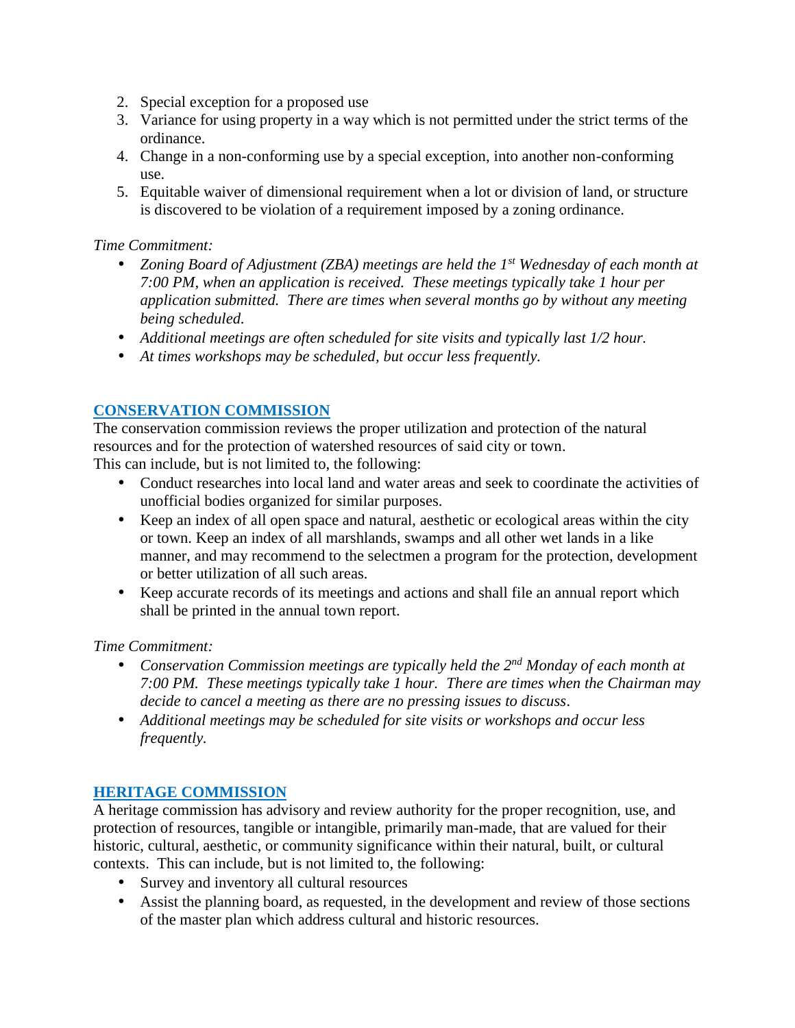2. Special exception for a proposed use
3. Variance for using property in a way which is not permitted under the strict terms of the ordinance.
4. Change in a non-conforming use by a special exception, into another non-conforming use.
5. Equitable waiver of dimensional requirement when a lot or division of land, or structure is discovered to be violation of a requirement imposed by a zoning ordinance.

*Time Commitment:*

- *Zoning Board of Adjustment (ZBA) meetings are held the 1st Wednesday of each month at 7:00 PM, when an application is received. These meetings typically take 1 hour per application submitted. There are times when several months go by without any meeting being scheduled.*
- *Additional meetings are often scheduled for site visits and typically last 1/2 hour.*
- *At times workshops may be scheduled, but occur less frequently.*

## CONSERVATION COMMISSION

The conservation commission reviews the proper utilization and protection of the natural resources and for the protection of watershed resources of said city or town.
This can include, but is not limited to, the following:

- Conduct researches into local land and water areas and seek to coordinate the activities of unofficial bodies organized for similar purposes.
- Keep an index of all open space and natural, aesthetic or ecological areas within the city or town. Keep an index of all marshlands, swamps and all other wet lands in a like manner, and may recommend to the selectmen a program for the protection, development or better utilization of all such areas.
- Keep accurate records of its meetings and actions and shall file an annual report which shall be printed in the annual town report.

*Time Commitment:*

- *Conservation Commission meetings are typically held the 2nd Monday of each month at 7:00 PM. These meetings typically take 1 hour. There are times when the Chairman may decide to cancel a meeting as there are no pressing issues to discuss.*
- *Additional meetings may be scheduled for site visits or workshops and occur less frequently.*

## HERITAGE COMMISSION

A heritage commission has advisory and review authority for the proper recognition, use, and protection of resources, tangible or intangible, primarily man-made, that are valued for their historic, cultural, aesthetic, or community significance within their natural, built, or cultural contexts. This can include, but is not limited to, the following:

- Survey and inventory all cultural resources
- Assist the planning board, as requested, in the development and review of those sections of the master plan which address cultural and historic resources.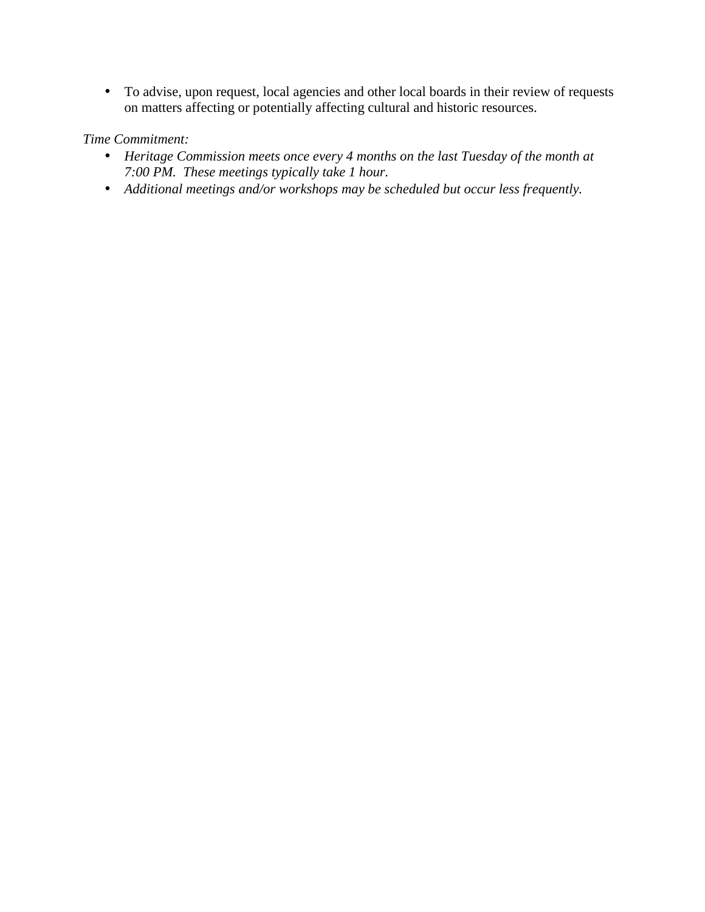- To advise, upon request, local agencies and other local boards in their review of requests on matters affecting or potentially affecting cultural and historic resources.

*Time Commitment:*

- *Heritage Commission meets once every 4 months on the last Tuesday of the month at 7:00 PM. These meetings typically take 1 hour.*
- *Additional meetings and/or workshops may be scheduled but occur less frequently.*